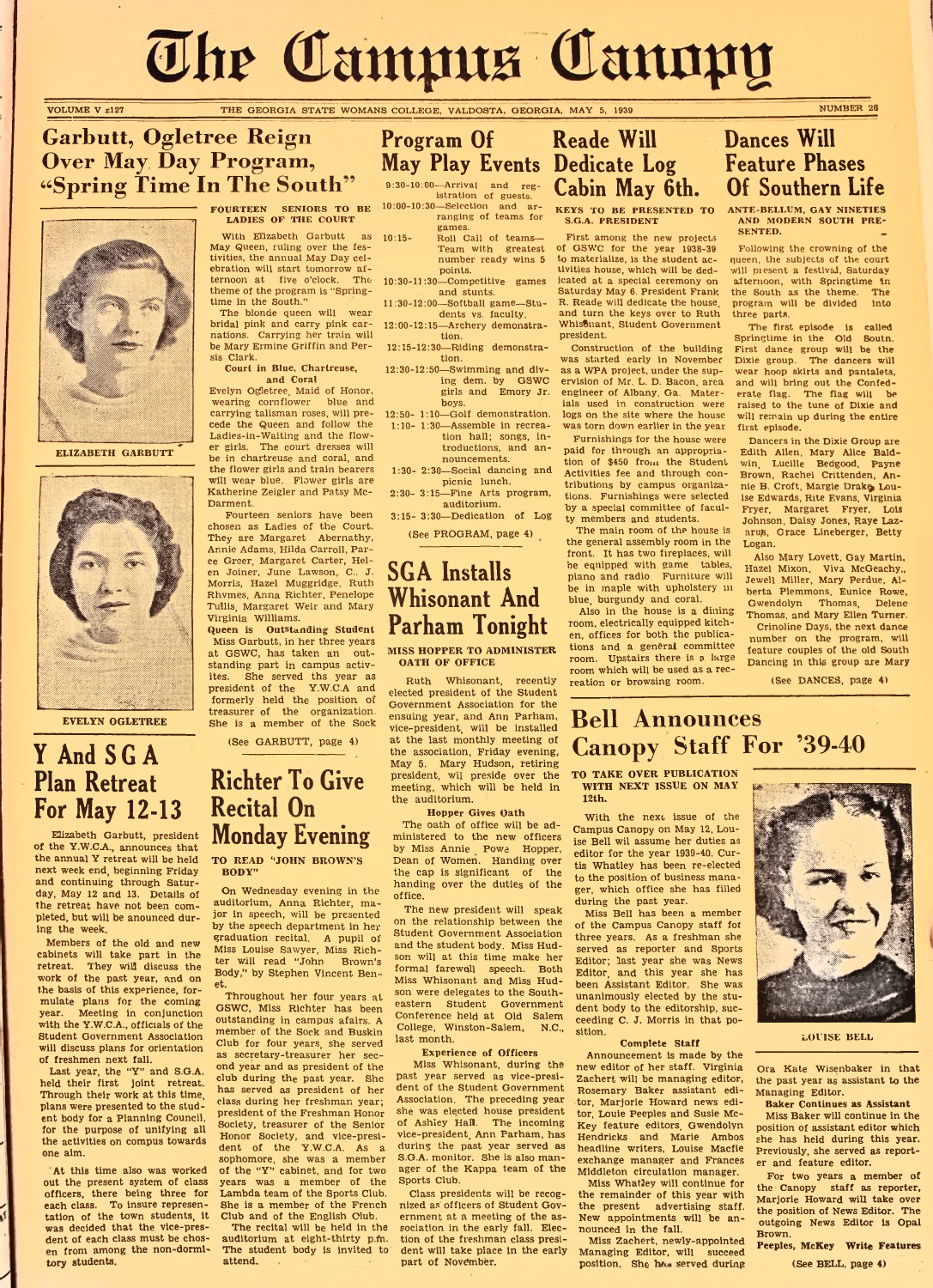# The Campus Canopy

VOLUME V z127 — THE GEORGIA STATE WOMANS COLLEGE, VALDOSTA, GEORGIA, MAY 5, 1939 — NUMBER 26

## Garbutt, Ogletree Reign Over May Day Program, "Spring Time In The South"

ELIZABETH GARBUTT

EVELYN OGLETREE

### FOURTEEN SENIORS TO BE LADIES OF THE COURT

With Elizabeth Garbutt as May Queen, ruling over the festivities, the annual May Day celebration will start tomorrow afternoon at five o'clock. The theme of the program is "Springtime in the South."

The blonde queen will wear bridal pink and carry pink carnations. Carrying her train will be Mary Ermine Griffin and Persis Clark.

**Court in Blue, Chartreuse, and Coral**

Evelyn Ogletree, Maid of Honor, wearing cornflower blue and carrying talisman roses, will precede the Queen and follow the Ladies-in-Waiting and the flower girls. The court dresses will be in chartreuse and coral, and the flower girls and train bearers will wear blue. Flower girls are Katherine Zeigler and Patsy McDarment.

Fourteen seniors have been chosen as Ladies of the Court. They are Margaret Abernathy, Annie Adams, Hilda Carroll, Paree Greer, Margaret Carter, Helen Joiner, June Lawson, C. J. Morris, Hazel Muggridge, Ruth Rhymes, Anna Richter, Penelope Tullis, Margaret Weir and Mary Virginia Williams.

**Queen is Outstanding Student**

Miss Garbutt, in her three years at GSWC, has taken an outstanding part in campus activites. She served this year as president of the Y.W.C.A and formerly held the position of treasurer of the organization. She is a member of the Sock

(See GARBUTT, page 4)

## Y And S G A Plan Retreat For May 12-13

Elizabeth Garbutt, president of the Y.W.C.A., announces that the annual Y retreat will be held next week end, beginning Friday and continuing through Saturday, May 12 and 13. Details of the retreat have not been completed, but will be anounced during the week.

Members of the old and new cabinets will take part in the retreat. They will discuss the work of the past year, and on the basis of this experience, formulate plans for the coming year. Meeting in conjunction with the Y.W.C.A., officials of the Student Government Association will discuss plans for orientation of freshmen next fall.

Last year, the "Y" and S.G.A. held their first joint retreat. Through their work at this time, plans were presented to the student body for a Planning Council, for the purpose of unifying all the activities on compus towards one aim.

At this time also was worked out the present system of class officers, there being three for each class. To insure representation of the town students, it was decided that the vice-president of each class must be chosen from among the non-dormitory students.

## Program Of May Play Events

9:30-10:00—Arrival and registration of guests.
10:00-10:30—Selection and arranging of teams for games.
10:15- Roll Call of teams—Team with greatest number ready wins 5 points.
10:30-11:30—Competitive games and stunts.
11:30-12:00—Softball game—Students vs. faculty.
12:00-12:15—Archery demonstration.
12:15-12:30—Riding demonstration.
12:30-12:50—Swimming and diving dem. by GSWC girls and Emory Jr. boys.
12:50- 1:10—Golf demonstration.
1:10- 1:30—Assemble in recreation hall; songs, introductions, and announcements.
1:30- 2:30—Social dancing and picnic lunch.
2:30- 3:15—Fine Arts program, auditorium.
3:15- 3:30—Dedication of Log

(See PROGRAM, page 4)

## Richter To Give Recital On Monday Evening

### TO READ "JOHN BROWN'S BODY"

On Wednesday evening in the auditorium, Anna Richter, major in speech, will be presented by the speech department in her graduation recital. A pupil of Miss Louise Sawyer, Miss Richter will read "John Brown's Body," by Stephen Vincent Benet.

Throughout her four years at GSWC, Miss Richter has been outstanding in campus afairs. A member of the Sock and Buskin Club for four years, she served as secretary-treasurer her second year and as president of the club during the past year. She has served as president of her class during her freshman year; president of the Freshman Honor Society, treasurer of the Senior Honor Society, and vice-president of the Y.W.C.A. As a sophomore, she was a member of the "Y" cabinet, and for two years was a member of the Lambda team of the Sports Club. She is a member of the French Club and of the English Club.

The recital will be held in the auditorium at eight-thirty p.m. The student body is invited to attend.

## Reade Will Dedicate Log Cabin May 6th.

### KEYS TO BE PRESENTED TO S.G.A. PRESIDENT

First among the new projects of GSWC for the year 1938-39 to materialize, is the student activities house, which will be dedicated at a special ceremony on Saturday May 6. President Frank R. Reade will dedicate the house, and turn the keys over to Ruth Whisonant, Student Government president.

Construction of the building was started early in November as a WPA project, under the supervision of Mr. L. D. Bacon, area engineer of Albany, Ga. Materials used in construction were logs on the site where the house was torn down earlier in the year

Furnishings for the house were paid for through an appropriation of $450 from the Student Activities fee and through contributions by campus organizations. Furnishings were selected by a special committee of faculty members and students.

The main room of the house is the general assembly room in the front. It has two fireplaces, will be equipped with game tables, piano and radio. Furniture will be in maple with upholstery in blue, burgundy and coral.

Also in the house is a dining room, electrically equipped kitchen, offices for both the publications and a general committee room. Upstairs there is a large room which will be used as a recreation or browsing room.

## SGA Installs Whisonant And Parham Tonight

### MISS HOPPER TO ADMINISTER OATH OF OFFICE

Ruth Whisonant, recently elected president of the Student Government Association for the ensuing year, and Ann Parham, vice-president, will be installed at the last monthly meeting of the association, Friday evening, May 5. Mary Hudson, retiring president, wil preside over the meeting, which will be held in the auditorium.

**Hopper Gives Oath**

The oath of office will be administered to the new officers by Miss Annie Powe Hopper, Dean of Women. Handing over the cap is significant of the handing over the duties of the office.

The new president will speak on the relationship between the Student Government Association and the student body. Miss Hudson will at this time make her formal farewell speech. Both Miss Whisonant and Miss Hudson were delegates to the Southeastern Student Government Conference held at Old Salem College, Winston-Salem, N.C., last month.

**Experience of Officers**

Miss Whisonant, during the past year served as vice-president of the Student Government Association. The preceding year she was elected house president of Ashley Hall. The incoming vice-president, Ann Parham, has during the past year served as S.G.A. monitor. She is also manager of the Kappa team of the Sports Club.

Class presidents will be recognized as officers of Student Government at a meeting of the association in the early fall. Election of the freshman class president will take place in the early part of November.

## Dances Will Feature Phases Of Southern Life

### ANTE-BELLUM, GAY NINETIES AND MODERN SOUTH PRESENTED.

Following the crowning of the queen, the subjects of the court will present a festival, Saturday afternoon, with Springtime in the South as the theme. The program will be divided into three parts.

The first episode is called Springtime in the Old South. First dance group will be the Dixie group. The dancers will wear hoop skirts and pantalets, and will bring out the Confederate flag. The flag will be raised to the tune of Dixie and will remain up during the entire first episode.

Dancers in the Dixie Group are Edith Allen, Mary Alice Baldwin, Lucille Bedgood, Payne Brown, Rachel Crittenden, Annie B. Croft, Margie Drake, Louise Edwards, Rite Evans, Virginia Fryer, Margaret Fryer, Lois Johnson, Daisy Jones, Raye Lazarus, Grace Lineberger, Betty Logan.

Also Mary Lovett, Gay Martin, Hazel Mixon, Viva McGeachy, Jewell Miller, Mary Perdue, Alberta Plemmons, Eunice Rowe, Gwendolyn Thomas, Delene Thomas, and Mary Ellen Turner.

Crinoline Days, the next dance number on the program, will feature couples of the old South Dancing in this group are Mary

(See DANCES, page 4)

## Bell Announces Canopy Staff For '39-40

### TO TAKE OVER PUBLICATION WITH NEXT ISSUE ON MAY 12th.

With the next issue of the Campus Canopy on May 12, Louise Bell will assume her duties as editor for the year 1939-40. Curtis Whatley has been re-elected to the position of business manager, which office she has filled during the past year.

Miss Bell has been a member of the Campus Canopy staff for three years. As a freshman she served as reporter and Sports Editor; last year she was News Editor, and this year she has been Assistant Editor. She was unanimously elected by the student body to the editorship, succeeding C. J. Morris in that position.

**Complete Staff**

Announcement is made by the new editor of her staff. Virginia Zachert will be managing editor, Rosemary Baker assistant editor, Marjorie Howard news editor, Louie Peeples and Susie McKey feature editors, Gwendolyn Hendricks and Marie Ambos headline writers, Louise Macfie exchange manager and Frances Middleton circulation manager.

Miss Whatley will continue for the remainder of this year with the present advertising staff. New appointments will be announced in the fall.

Miss Zachert, newly-appointed Managing Editor, will succeed position. She has served during

LOUISE BELL

Ora Kate Wisenbaker in that the past year as assistant to the Managing Editor.

**Baker Continues as Assistant**

Miss Baker will continue in the position of assistant editor which she has held during this year. Previously, she served as reporter and feature editor.

For two years a member of the Canopy staff as reporter, Marjorie Howard will take over the position of News Editor. The outgoing News Editor is Opal Brown.

**Peeples, McKey Write Features**

(See BELL, page 4)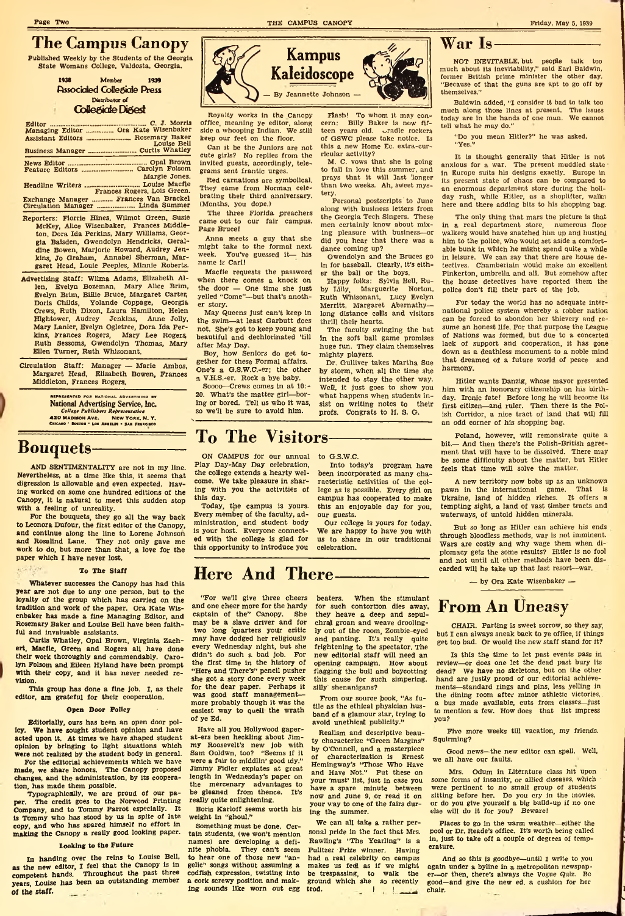# The Campus Canopy

Published Weekly by the Students of the Georgia State Womans College, Valdosta, Georgia.

1938 Member 1939
Associated Collegiate Press
Distributor of
Collegiate Digest

Editor .... C. J. Morris
Managing Editor .... Ora Kate Wisenbaker
Assistant Editors .... Rosemary Baker, Louise Bell
Business Manager .... Curtis Whatley

News Editor .... Opal Brown
Feature Editors .... Carolyn Folsom, Margie Jones.
Headline Writers .... Louise Macfie, Frances Rogers, Lois Green.
Exchange Manager .... Frances Van Brackel
Circulation Manager .... Linda Summer

Reporters: Florrie Hines, Wilmot Green, Susie McKey, Alice Wisenbaker, Frances Middleton, Dora Ida Perkins, Mary Williams, Georgia Balsden, Gwendolyn Hendricks, Geraldine Bowen, Marjorie Howard, Audrey Jenkins, Jo Graham, Annabel Sherman, Margaret Head, Louie Peeples, Minnie Roberts.

Advertising Staff: Wilma Adams, Elizabeth Allen, Evelyn Bozeman, Mary Alice Brim, Evelyn Brim, Billie Bruce, Margaret Carter, Doris Childs, Yolande Coppage, Georgia Crews, Ruth Dixon, Laura Hamilton, Helen Hightower, Audrey Jenkins, Anne Jolly, Mary Lanier, Evelyn Ogletree, Dora Ida Perkins, Frances Rogers, Mary Lee Rogers, Ruth Sessoms, Gwendolyn Thomas, Mary Ellen Turner, Ruth Whisonant.

Circulation Staff: Manager — Marie Ambos, Margaret Head, Elizabeth Bowen, Frances Middleton, Frances Rogers.

REPRESENTED FOR NATIONAL ADVERTISING BY
National Advertising Service, Inc.
College Publishers Representative
420 Madison Ave. New York, N. Y.
Chicago · Boston · Los Angeles · San Francisco

## Bouquets

AND SENTIMENTALITY are not in my line. Nevertheless, at a time like this, it seems that digression is allowable and even expected. Having worked on some one hundred editions of the Canopy, it is natural to meet this sudden stop with a feeling of unreality.

For the bouquets, they go all the way back to Leonora Dufour, the first editor of the Canopy, and continue along the line to Lorene Johnson and Rosalind Lane. They not only gave me work to do, but more than that, a love for the paper which I have never lost.

### To The Staff

Whatever successes the Canopy has had this year are not due to any one person, but to the loyalty of the group which has carried on the tradition and work of the paper. Ora Kate Wisenbaker has made a fine Managing Editor, and Rosemary Baker and Louise Bell have been faithful and invaluable assistants.

Curtis Whatley, Opal Brown, Virginia Zachert, Macfie, Green and Rogers all have done their work thoroughly and commendably. Carolyn Folsom and Eileen Hyland have been prompt with their copy, and it has never needed revision.

This group has done a fine job. I, as their editor, am grateful for their cooperation.

### Open Door Policy

Editorially, ours has been an open door policy. We have sought student opinion and have acted upon it. At times we have shaped student opinion by bringing to light situations which were not realized by the student body in general.

For the editorial achievements which we have made, we share honors. The Canopy proposed changes, and the administration, by its cooperation, has made them possible.

Typographically, we are proud of our paper. The credit goes to the Norwood Printing Company, and to Tommy Parrot especially. It is Tommy who has stood by us in spite of late copy, and who has spared himself no effort in making the Canopy a really good looking paper.

### Looking to the Future

In handing over the reins to Louise Bell, as the new editor, I feel that the Canopy is in competent hands. Throughout the past three years, Louise has been an outstanding member of the staff.

## Kampus Kaleidoscope

— By Jeannette Johnson —

Royalty works in the Canopy office, meaning ye editor, along side a whooping Indian. We still keep our feet on the floor.

Can it be the Juniors are not cute girls? No replies from the invited guests, accordingly, telegrams sent frantic urges.

Red carnations are symbolical. They came from Norman celebrating their third anniversary. (Months, you dope.)

The three Florida preachers came out to our fair campus. Page Bruce!

Anna meets a guy that she might take to the formal next week. You've guessed it— his name is Carl!

Macfie requests the password when there comes a knock on the door — One time she just yelled "Come"—but that's another story.

May Queens just can't keep in the swim—at least Garbutt does not. She's got to keep young and beautiful and dechlorinated 'till after May Day.

Boy, how Seniors do get together for these Formal affairs. One's a G.S.W.C.-er; the other a V.H.S.-er. Rock a bye baby.

Soooo—Crews comes in at 10:-20. What's the matter girl—boring or bored. Tell us who it was, so we'll be sure to avoid him.

Flash! To whom it may concern: Billy Baker is now fifteen years old. Cradle rockers of GSWC please take notice. Is this a new Home Ec. extra-curricular activity?

M. C. vows that she is going to fall in love this summer, and prays that it will last longer than two weeks. Ah, sweet mystery.

Personal postscripts to June along with business letters from the Georgia Tech Singers. These men certainly know about mixing pleasure with business—or did you hear that there was a dance coming up?

Gwendolyn and the Bruces go in for baseball. Clearly, it's either the ball or the boys.

Happy folks: Sylvia Bell, Ruby Lilly, Marguerite Norton, Ruth Whisonant, Lucy Evelyn Merritt, Margaret Abernathy—long distance calls and visitors thrill their hearts.

The faculty swinging the bat in the soft ball game promises huge fun. They claim themselves mighty players.

Dr. Gulliver takes Martha Sue by storm, when all the time she intended to stay the other way. Well, it just goes to show you what happens when students insist on writing notes to their profs. Congrats to H. S. G.

## To The Visitors

ON CAMPUS for our annual Play Day-May Day celebration, the college extends a hearty welcome. We take pleasure in sharing with you the activities of this day.

Today, the campus is yours. Every member of the faculty, administration, and student body is your host. Everyone connected with the college is glad for this opportunity to introduce you to G.S.W.C.

Into today's program have been incorporated as many characteristic activities of the college as is possible. Every girl on campus has cooperated to make this an enjoyable day for you, our guests.

Our college is yours for today. We are happy to have you with us to share in our traditional celebration.

## Here And There

"For we'll give three cheers and one cheer more for the hardy captain of the" Canopy. She may be a slave driver and for two long quarters your critic may have dodged her religiously every Wednesday night, but she didn't do such a bad job. For the first time in the history of "Here and There's" pencil pusher she got a story done every week for the dear paper. Perhaps it was good staff management—more probably though it was the easiest way to quell the wrath of ye Ed.

Have all you Hollywood gaperat-ers been heckling about Jimmy Roosevelt's new job with Sam Goldwn, too? "Seems if it were a fair to middlin' good idy." Jimmy Fidler expiates at great length in Wednesday's paper on the mercenary advantages to be gleaned from thence. It's really quite enlightening.

Boris Karloff seems worth his weight in "ghoul."

Something must be done. Certain students, (we won't mention names) are developing a definite phobia. They can't seem to hear one of those new "angelic" songs without assuming a codfish expression, twisting into a cork screw position and making sounds like worn out egg beaters. When the stimulant for such contortion dies away, they heave a deep and sepulchral groan and weave droolingly out of the room, Zombie-eyed and panting. It's really quite frightening to the spectator. The new editorial staff will need an opening campaign. How about flagging the bull and boycotting this cause for such simpering, silly shenanigans?

From our source book, "As futile as the ethical physician husband of a glamour star, trying to avoid unethical publicity."

Realism and descriptive beauty characterize "Green Margins" by O'Connell, and a masterpiece of characterization is Ernest Hemingway's "Those Who Have and Have Not." Put these on your 'must' list, just in case you have a spare minute between now and June 9, or read it on your way to one of the fairs during the summer.

We can all take a rather personal pride in the fact that Mrs. Rawling's "The Yearling" is a Pulitzer Prize winner. Having had a real celebrity on campus makes us feel as if we might be trespassing, to walk the ground which she so recently trod.

## War Is

NOT INEVITABLE, but people talk too much about its inevitability," said Earl Baldwin, former British prime minister the other day. "Because of that the guns are apt to go off by themselves."

Baldwin added, "I consider it bad to talk too much along those lines at present. The issues today are in the hands of one man. We cannot tell what he may do."

"Do you mean Hitler?" he was asked.

"Yes."

It is thought generally that Hitler is not anxious for a war. The present muddled state in Europe suits his designs exactly. Europe in its present state of chaos can be compared to an enormous department store during the holiday rush, while Hitler, as a shoplifter, walks here and there adding bits to his shopping bag.

The only thing that mars the picture is that in a real department store, numerous floor walkers would have snatched him up and hustled him to the police, who would set aside a comfortable bunk in which he might spend quite a while in leisure. We can say that there are house detectives. Chamberlain would make an excellent Pinkerton, umbrella and all. But somehow after the house detectives have reported them the police don't fill their part of the job.

For today the world has no adequate international police system whereby a robber nation can be forced to abandon her thievery and resume an honest life. For that purpose the League of Nations was formed, but due to a concerted lack of support and cooperation, it has gone down as a deathless monument to a noble mind that dreamed of a future world of peace and harmony.

Hitler wants Danzig, whose mayor presented him with an honorary citizenship on his birthday. Ironic fate! Before long he will become its first citizen—and ruler. Then there is the Polish Corridor, a nice tract of land that will fill an odd corner of his shopping bag.

Poland, however, will remonstrate quite a bit.— And then there's the Polish-British agreement that will have to be dissolved. There may be some difficulty about the matter, but Hitler feels that time will solve the matter.

A new territory now bobs up as an unknown pawn in the international game. That is Ukraine, land of hidden riches. It offers a tempting sight, a land of vast timber tracts and waterways, of untold hidden minerals.

But so long as Hitler can achieve his ends through bloodless methods, war is not imminent. Wars are costly and why wage them when diplomacy gets the same results? Hitler is no fool and not until all other methods have been discarded will he take up that last resort—war.

— by Ora Kate Wisenbaker —

## From An Uneasy

CHAIR. Parting is sweet sorrow, so they say, but I can always sneak back to ye office, if things get too bad. Or would the new staff stand for it?

Is this the time to let past events pass in review—or does one let the dead past bury its dead? We have no skeletons, but on the other hand are justly proud of our editorial achievements—standard rings and pins, less yelling in the dining room after minor athletic victories, a bus made available, cuts from classes—just to mention a few. How does that list impress you?

Five more weeks till vacation, my friends. Squirming?

Good news—the new editor can spell. Well, we all have our faults.

Mrs. Odum in Literature class hit upon some forms of insanity, or allied diseases, which were pertinent to no small group of students sitting before her. Do you cry in the movies, or do you give yourself a big build-up if no one else will do it for you? Beware!

Places to go in the warm weather—either the pool or Dr. Reade's office. It's worth being called in, just to take off a couple of degrees of temperature.

And so this is goodbye—until I write to you again under a byline in a metropolitan newspaper—or then, there's always the Vogue Quiz. Be good—and give the new ed. a cushion for her chair.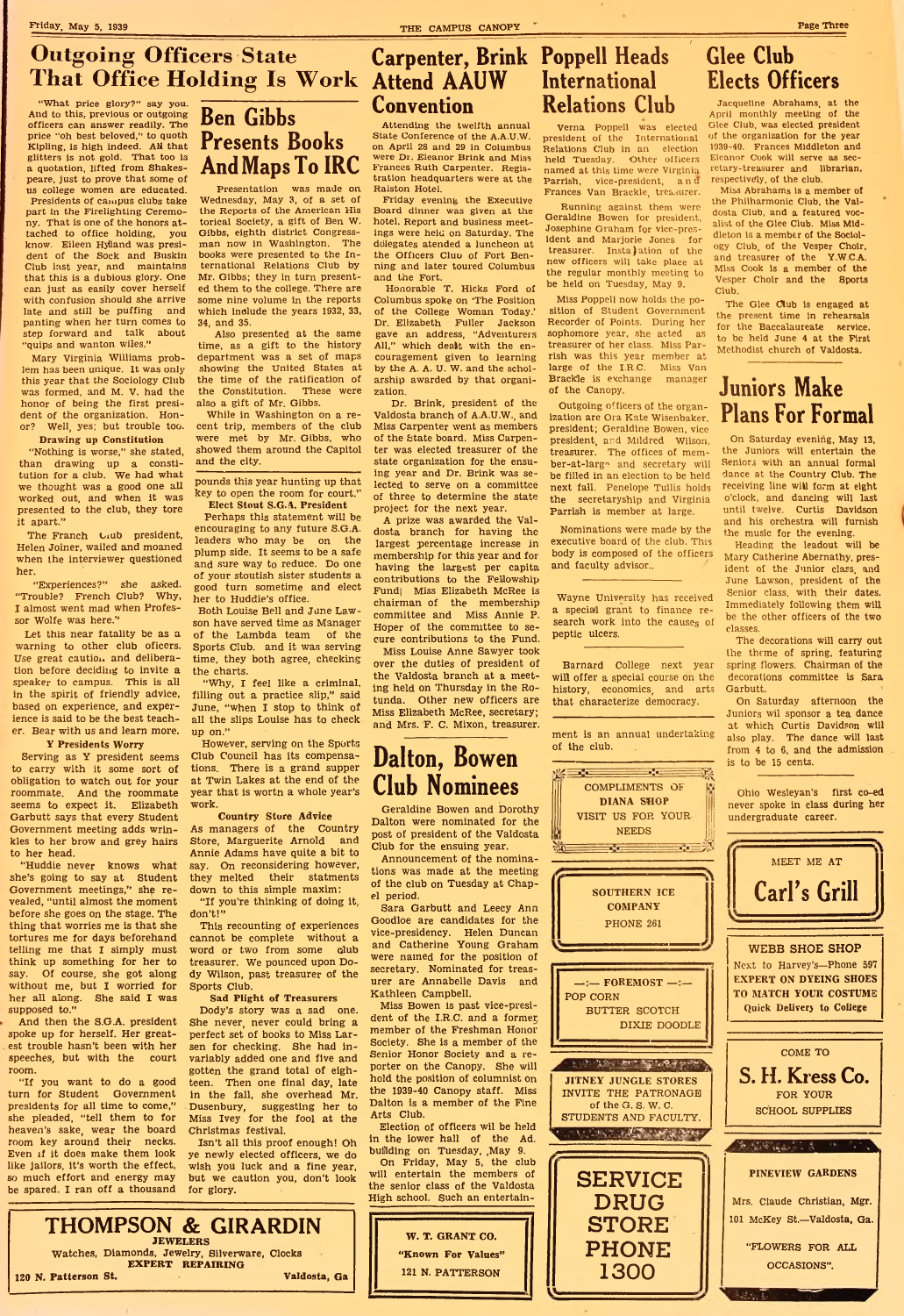# Outgoing Officers State That Office Holding Is Work

"What price glory?" say you. And to this, previous or outgoing officers can answer readily. The price "oh best beloved," to quoth Kipling, is high indeed. All that glitters is not gold. That too is a quotation, lifted from Shakespeare, just to prove that some of us college women are educated.

Presidents of campus clubs take part in the Firelighting Ceremony. That is one of the honors attached to office holding, you know. Eileen Hyland was president of the Sock and Buskin Club last year, and maintains that this is a dubious glory. One can just as easily cover herself with confusion should she arrive late and still be puffing and panting when her turn comes to step forward and talk about "quips and wanton wiles."

Mary Virginia Williams problem has been unique. It was only this year that the Sociology Club was formed, and M. V. had the honor of being the first president of the organization. Honor? Well, yes; but trouble too.

### Drawing up Constitution

"Nothing is worse," she stated, than drawing up a constitution for a club. We had what we thought was a good one all worked out, and when it was presented to the club, they tore it apart."

The French Club president, Helen Joiner, wailed and moaned when the interviewer questioned her.

"Experiences?" she asked. "Trouble? French Club? Why, I almost went mad when Professor Wolfe was here."

Let this near fatality be as a warning to other club oficers. Use great caution and deliberation before deciding to invite a speaker to campus. This is all in the spirit of friendly advice, based on experience, and experience is said to be the best teacher. Bear with us and learn more.

### Y Presidents Worry

Serving as Y president seems to carry with it some sort of obligation to watch out for your roommate. And the roommate seems to expect it. Elizabeth Garbutt says that every Student Government meeting adds wrinkles to her brow and grey hairs to her head.

"Huddie never knows what she's going to say at Student Government meetings," she revealed, "until almost the moment before she goes on the stage. The thing that worries me is that she tortures me for days beforehand telling me that I simply must think up something for her to say. Of course, she got along without me, but I worried for her all along. She said I was supposed to."

And then the S.G.A. president spoke up for herself. Her greatest trouble hasn't been with her speeches, but with the court room.

"If you want to do a good turn for Student Government presidents for all time to come," she pleaded, "tell them to for heaven's sake, wear the board room key around their necks. Even if it does make them look like jailers, it's worth the effect, so much effort and energy may be spared. I ran off a thousand pounds this year hunting up that key to open the room for court."

### Elect Stout S.G.A. President

Perhaps this statement will be encouraging to any future S.G.A. leaders who may be on the plump side. It seems to be a safe and sure way to reduce. Do one of your stoutish sister students a good turn sometime and elect her to Huddie's office.

Both Louise Bell and June Lawson have served time as Manager of the Lambda team of the Sports Club. and it was serving time, they both agree, checking the charts.

"Why, I feel like a criminal, filling out a practice slip," said June, "when I stop to think of all the slips Louise has to check up on."

However, serving on the Sports Club Council has its compensations. There is a grand supper at Twin Lakes at the end of the year that is worth a whole year's work.

### Country Store Advice

As managers of the Country Store, Marguerite Arnold and Annie Adams have quite a bit to say. On reconsidering however, they melted their statments down to this simple maxim:

"If you're thinking of doing it, don't!"

This recounting of experiences cannot be complete without a word or two from some club treasurer. We pounced upon Dody Wilson, past treasurer of the Sports Club.

### Sad Plight of Treasurers

Dody's story was a sad one. She never, never could bring a perfect set of books to Miss Larsen for checking. She had invariably added one and five and gotten the grand total of eighteen. Then one final day, late in the fall, she overhead Mr. Dusenbury, suggesting her to Miss Ivey for the fool at the Christmas festival.

Isn't all this proof enough! Oh ye newly elected officers, we do wish you luck and a fine year, but we caution you, don't look for glory.

# Ben Gibbs Presents Books And Maps To IRC

Presentation was made on Wednesday, May 3, of a set of the Reports of the American Historical Society, a gift of Ben W. Gibbs, eighth district Congressman now in Washington. The books were presented to the International Relations Club by Mr. Gibbs; they in turn presented them to the college. There are some nine volume in the reports which include the years 1932, 33, 34, and 35.

Also presented at the same time, as a gift to the history department was a set of maps showing the United States at the time of the ratification of the Constitution. These were also a gift of Mr. Gibbs.

While in Washington on a recent trip, members of the club were met by Mr. Gibbs, who showed them around the Capitol and the city.

# Carpenter, Brink Attend AAUW Convention

Attending the twelfth annual State Conference of the A.A.U.W. on April 28 and 29 in Columbus were Dr. Eleanor Brink and Miss Frances Ruth Carpenter. Registration headquarters were at the Ralston Hotel.

Friday evening the Executive Board dinner was given at the hotel. Report and business meetings were held on Saturday. The delegates attended a luncheon at the Officers Club of Fort Benning and later toured Columbus and the Fort.

Honorable T. Hicks Ford of Columbus spoke on 'The Position of the College Woman Today.' Dr. Elizabeth Fuller Jackson gave an address, "Adventurers All," which dealt with the encouragement given to learning by the A. A. U. W. and the scholarship awarded by that organization.

Dr. Brink, president of the Valdosta branch of A.A.U.W., and Miss Carpenter went as members of the State board. Miss Carpenter was elected treasurer of the state organization for the ensuing year and Dr. Brink was selected to serve on a committee of three to determine the state project for the next year.

A prize was awarded the Valdosta branch for having the largest percentage increase in membership for this year and for having the largest per capita contributions to the Fellowship Fund. Miss Elizabeth McRee is chairman of the membership committee and Miss Annie P. Hoper of the committee to secure contributions to the Fund.

Miss Louise Anne Sawyer took over the duties of president of the Valdosta branch at a meeting held on Thursday in the Rotunda. Other new officers are Miss Elizabeth McRee, secretary; and Mrs. F. C. Mixon, treasurer.

# Dalton, Bowen Club Nominees

Geraldine Bowen and Dorothy Dalton were nominated for the post of president of the Valdosta Club for the ensuing year.

Announcement of the nominations was made at the meeting of the club on Tuesday at Chapel period.

Sara Garbutt and Leecy Ann Goodloe are candidates for the vice-presidency. Helen Duncan and Catherine Young Graham were named for the position of secretary. Nominated for treasurer are Annabelle Davis and Kathleen Campbell.

Miss Bowen is past vice-president of the I.R.C. and a former member of the Freshman Honor Society. She is a member of the Senior Honor Society and a reporter on the Canopy. She will hold the position of columnist on the 1939-40 Canopy staff. Miss Dalton is a member of the Fine Arts Club.

Election of officers wil be held in the lower hall of the Ad. building on Tuesday, May 9.

On Friday, May 5, the club will entertain the members of the senior class of the Valdosta High school. Such an entertainment is an annual undertaking of the club.

# Poppell Heads International Relations Club

Verna Poppell was elected president of the International Relations Club in an election held Tuesday. Other officers named at this time were Virginia Parrish, vice-president, and Frances Van Brackle, treasurer.

Running against them were Geraldine Bowen for president, Josephine Graham for vice-president and Marjorie Jones for treasurer. Installation of the new officers will take place at the regular monthly meeting to be held on Tuesday, May 9.

Miss Poppell now holds the position of Student Government Recorder of Points. During her sophomore year, she acted as treasurer of her class. Miss Parrish was this year member at large of the I.R.C. Miss Van Brackle is exchange manager of the Canopy.

Outgoing officers of the organization are Ora Kate Wisenbaker, president; Geraldine Bowen, vice president, and Mildred Wilson, treasurer. The offices of member-at-large and secretary will be filled in an election to be held next fall. Penelope Tullis holds the secretaryship and Virginia Parrish is member at large.

Nominations were made by the executive board of the club. This body is composed of the officers and faculty advisor.

---

Wayne University has received a special grant to finance research work into the causes of peptic ulcers.

---

Barnard College next year will offer a special course on the history, economics, and arts that characterize democracy.

# Glee Club Elects Officers

Jacqueline Abrahams, at the April monthly meeting of the Glee Club, was elected president of the organization for the year 1939-40. Frances Middleton and Eleanor Cook will serve as secretary-treasurer and librarian, respectively, of the club.

Miss Abrahams is a member of the Philharmonic Club, the Valdosta Club, and a featured vocalist of the Glee Club. Miss Middleton is a member of the Sociology Club, of the Vesper Choir, and treasurer of the Y.W.C.A. Miss Cook is a member of the Vesper Choir and the Sports Club.

The Glee Club is engaged at the present time in rehearsals for the Baccalaureate service, to be held June 4 at the First Methodist church of Valdosta.

# Juniors Make Plans For Formal

On Saturday evening, May 13, the Juniors will entertain the Seniors with an annual formal dance at the Country Club. The receiving line will form at eight o'clock, and dancing will last until twelve. Curtis Davidson and his orchestra will furnish the music for the evening.

Heading the leadout will be Mary Catherine Abernathy, president of the Junior class, and June Lawson, president of the Senior class, with their dates. Immediately following them will be the other officers of the two classes.

The decorations will carry out the theme of spring, featuring spring flowers. Chairman of the decorations committee is Sara Garbutt.

On Saturday afternoon the Juniors wil sponsor a tea dance at which Curtis Davidson will also play. The dance will last from 4 to 6, and the admission is to be 15 cents.

---

Ohio Wesleyan's first co-ed never spoke in class during her undergraduate career.

---

COMPLIMENTS OF **DIANA SHOP** VISIT US FOR YOUR NEEDS

**SOUTHERN ICE COMPANY** PHONE 261

—:— FOREMOST —:— POP CORN BUTTER SCOTCH DIXIE DOODLE

JITNEY JUNGLE STORES INVITE THE PATRONAGE of the G. S. W. C. STUDENTS AND FACULTY.

**SERVICE DRUG STORE PHONE 1300**

**W. T. GRANT CO.** "Known For Values" 121 N. PATTERSON

MEET ME AT **Carl's Grill**

**WEBB SHOE SHOP** Next to Harvey's—Phone 597 EXPERT ON DYEING SHOES TO MATCH YOUR COSTUME Quick Delivery to College

COME TO **S. H. Kress Co.** FOR YOUR SCHOOL SUPPLIES

**PINEVIEW GARDENS** Mrs. Claude Christian, Mgr. 101 McKey St.—Valdosta, Ga. "FLOWERS FOR ALL OCCASIONS".

**THOMPSON & GIRARDIN** JEWELERS Watches, Diamonds, Jewelry, Silverware, Clocks EXPERT REPAIRING 120 N. Patterson St. Valdosta, Ga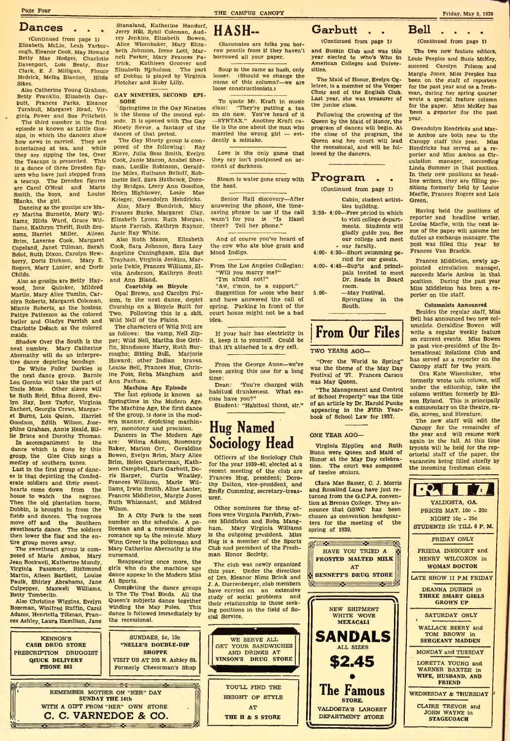## Dances . . .

(Continued from page 1)

Elizabeth McLin, Leah Yarborough, Eleanor Cook, May Howard Betty Mae Hodges, Charlotte Davenport, Lois Beaty, Star Clark, E. J. Milligan, Flossie Hedrick, Melba Blanton, Hilda Sikes.

Also Catherine Young Graham, Betty Franklin, Elizabeth Garbutt, Frances Parks, Eleanor Turnbull, Margaret Head, Virginia Power and Sue Pritchett.

The third number in the first episode is known as Little Gossips, in which the dancers show how news in carried. They are intertained at tea, and while they are sipping the tea, Over the Teacups is presented. This is a dance of three Dresden figures who have just stepped from a teacup. The Dresden figures are Carol O'Neal and Marie Smith, the boys, and Louise Blanks, the girl.

Dancing as the gossips are Martha Burnette, Mary Williams, Hilda Ward, Grace Williams, Kathryn Thrift, Ruth Sessoms, Harriet Miller, Aileen Brim, Laverne Cook, Margaret Copeland, Janet Tillman, Sarah Belot, Ruth Dixon, Carolyn Newberry, Doris Dickson, Mary E. Rogers, Mary Lanier, and Doris Childs.

Also as gossips are Betty Haywood, Ione Quinker, Mildred Martin, Mary Alice Tumlin, Carolyn Roberts, Margaret Coleman, Minnie Roberts, as the hostess, Pattye Patterson as the colored butler and Gladys Parrish and Charlotte Delach as the colored maids.

Shadow Over the South is the next number. Mary Catherine Abernathy will do an interpretive dance depicting bondage.

De White Folks' Darkies is the next dance group. Barnie Lou Gornto will take the part of Uncle Mose. Other slaves will be Ruth Reid, Edna Sneed, Evelyn Hay, Inez Taylor, Virginia Zachert, Georgia Crews, Margaret Burns, Lois Quinn, Harriet Goodson, Edith Wilson, Josephine Graham, Annie Heald, Billie Bruce and Dorothy Thomas.

In accompaniment to the dance which is done by this group, the Glee Club sings a medley of southern tunes.

Last in the first group of dances is that depicting the Confederate soldiers and their sweethearts come down from the house to watch the negroes. Then the old plantation horse, Dobbin, is brought in from the fields and dances. The negroes move off and the Southern sweethearts dance. The soldiers then lower the flag and the entire group moves away.

The sweetheart group is composed of Marie Ambos, Mary Jean Rockwell, Katherine Mundy, Virginia Passmore, Richmond Martin, Aileen Bartlett, Louise Paulk, Shirley Abrahams, Jane Culpepper, Maxwell Williams, Betty Tomberlin.

Also Christine Wiggins, Evelyn Bozeman, Winifred Ruffin, Carol Adams, Henrietta Tillman, Frances Ashley, Laura Hamilton, Jane Stanaland, Katherine Handorf, Jerry Hill, Sybil Coleman, Audrey Jenkins, Elizabeth Bowen, Alice Wisenbaker, Mary Elizabeth Johnson, Irene Lott, Marnell Parker, Mary Frances Patrick, Kathleen Groover and Elizabeth Nicholson. The part of Dobbin is played by Virginia Fletcher and Ruby Lilly.

### GAY NINETIES, SECOND EPISODE

Springtime in the Gay Nineties is the theme of the second episode. It is opened with The Gay Ninety Revue, a fantasy of the dances of that period.

The Gay Ninety group is composed of the following: Ray Kleve, Julia Bess Smith, Evelyn Cook, Janie Macon, Anabel Sherman, Lucille Robinson, Geraldine Miles, Ruthann Belloff, Robinette Bell, Sara Hathcock, Dorothy Bridges, Leecy Ann Goodloe, Helen Hightower, Louie Mae Krieger, Gwendolyn Hendricks.

Also, Mary Bundrick, Mary Frances Burke, Margaret Clay, Elizabeth Lyons, Ruth Morgan, Marie Farrish, Kathryn Raynor, Janie Ray White.

Also Ruth Mason, Elizabeth Cook, Sara Johnson, Sara Lacy Angeline Cuningham, Ella Sue Trayham, Virginia Jenkins, Marjorie Dekle, Frances Williams, Elvita Anderson, Kathryn Scott and Ann Bland.

#### Courtship on Bicycle

Opal Brown, and Carolyn Folsom, in the next dance, depict Courship on a Bicycle Built for Two. Following this is a skit, Wild Nell of the Plains.

The characters of Wild Nell are as follows: the vamp, Nell Zipper; Wild Nell, Martha Sue Griffin, Handsome Harry, Ruth Burroughs; Sitting Bull, Marjorie Howard; other Indian braves, Louise Bell, Frances Hug, Christine Poss, Reba Mangham and Ann Parham.

#### Machine Age Episode

The last episode is known as Springtime in the Modern Age. The Machine Age, the first dance of the group, is done in the modern manner, depicting machinery, monotony and precision.

Dancers in The Modern Age are: Wilma Adams, Rosemary Baker, Marion Orr, Geraldine Bowen, Evelyn Brim, Mary Alice Brim, Helen Quarterman, Kathleen Campbell, Sara Garbutt, Doris Harper, Curtis Whatley, Frances Williams, Marie Williams, Irwin Smith, Aline Lanier, Frances Middleton, Margie Jones Ruth Whisonant, and Mildred Wilson.

In A City Park is the next number on the schedule. A policeman and a nursemaid show romance up to the minute. Mary Winn Greer is the policeman and Mary Catherine Abernathy is the nursemaid.

Reappearing once more, the girls who do the machine age dance appear in the Modern Miss At Sports.

Completing the dance groups is The Tie That Binds. All the Queen's subjects dance together winding the May Poles. This dance is followed immediately by the recessional.

---

KENNON'S
CASH DRUG STORE
PRESCRIPTION DRUGGIST
QIUCK DELIVERY
PHONE 803

---

SUNDAES, 5c, 10c
"NELLE'S DOUBLE-DIP SHOPPE
VISIT US AT 205 N. Ashley St.
Formerly Cheeseman's Shop

---

REMEMBER MOTHER ON "HER" DAY
SUNDAY THE 14th
WITH A GIFT FROM "HER" OWN STORE
C. C. VARNEDOE & CO.

---

## HASH--

Classmates are folks you borrow pencils from if they haven't borrowed all your paper.

Soup is the same as hush, only looser. (Should we change the name of this column?—we are loose constructionists.)

To quote Mr. Kraft in music class: "They're putting a tax on sin now. You've heard of it —SYNTAX." Another Kraft cutie is the one about the man who married the wrong girl — evidently a mistake.

Love is the only game that they say isn't postponed on account of darkness.

Steam is water gone crazy with the heat.

Senior Hall discovery—After answering the phone, the timesaving phrase to use if the call wasn't for you is "Is Hazel there? Tell her phone."

And of course you've heard of the cow who ate blue grass and Mood Indigo.

From the Los Angeles Collegian:
"Will you marry me?"
"I'm afraid not!"
"Aw, c'mon, be a support."

Suggestion for those who hear and have answered the call of spring. Parking in front of the court house might not be a bad idea.

If your hair has electricity in it, keep it to yourself. Could be that it's attached to a dry cell.

From the George Anne—we've been saving this one for a long time:

Dean: 'You're charged with habitual drunkeness. What excuse have you?"
Student: "Habitual thirst, sir."

## Hug Named Sociology Head

Officers of the Sociology Club for the year 1939-40, elected at a recent meeting of the club are Frances Hug, president; Dorothy Dalton, vice-president, and Emily Cumming, secretary-treasurer.

Other nominees for these offices were Virginia Parrish, Frances Middleton and Reba Mangham. Mary Virginia Williams is the outgoing president. Miss Hug is a member of the Sports Club and president of the Freshman Honor Society.

The club was newly organized this year. Under the direction of Drs. Eleanor Nims Brink and J. A. Durrenberger, club members have carried on an extensive study of social problems and their relationship to those seeking positions in the field of Social Service.

---

WE SERVE ALL
GET YOUR SANDWICHES
AND DRINKS AT
VINSON'S DRUG STORE

---

YOU'LL FIND THE
HEIGHT OF STYLE
AT
THE H & S STORE

---

## Garbutt . .

(Continued from page 1)

and Buskin Club and was this year elected to Who's Who in American Colleges and Universities.

The Maid of Honor, Evelyn Ogletree, is a member of the Vesper Choir and of the English Club. Last year, she was treasurer of the junior class.

Following the crowning of the Queen by the Maid of Honor, the program of dances will begin. At the close of the program, the Queen and her court will lead the recessional, and will be followed by the dancers.

## Program . .

(Continued from page 1)

Cabin, student activities building.

3:30- 4:00—Free period in which to visit college departments. Students will gladly guide you. See our college and meet our faculty.

4:00- 4:30—Short swimming period for our guests.

4:00- 4:45—Sup'ts and principals invited to meet Dr. Reade in Board room.

5:00- —May Festival, Springtime in the South.

## From Our Files

TWO YEARS AGO—

"Over the World to Spring" was the theme of the May Day Festival of '37. Frances Carson was May Queen.

"The Management and Control of School Property" was the title of an article by Dr. Harold Punke appearing in the Fifth Yearbook of School Law for 1937.

ONE YEAR AGO—

Virginia Zipplies and Ruth Bunn were Queen and Maid of Honor at the May Day celebration. The court was composed of twelve seniors.

Clara Mae Sasser, C. J. Morris and Rosalind Lane have just returned from the G.C.P.A. convention at Brenau College. They announce that GSWC has been chosen as convention headquarters for the meeting of the spring of 1939.

---

HAVE YOU TRIED A
FROSTED MALTED MILK
AT
BENNETT'S DRUG STORE

---

NEW SHIPMENT
WHITE WOVE
MEXACALI
SANDALS
ALL SIZES
$2.45
The Famous
STORE.
VALDOSTA'S LARGEST
DEPARTMENT STORE

---

## Bell . . . .

(Continued from page 1)

The two new feature editors, Louie Peeples and Susie McKey, succeed Carolyn Folsom and Margie Jones. Miss Peeples has been on the staff of reporters for the past year and as a freshman, during her spring quarter wrote a special feature column for the paper. Miss McKey has been a reporter for the past year.

Gwendolyn Hendricks and Marie Ambos are both new to the Canopy staff this year. Miss Hendricks has served as a reporter and Miss Ambos as Circulation manager, succeeding Linda Summer in that position. In their new positions as headline writers, they are filling positions formerly held by Louise Macfie, Frances Rogers and Lois Green.

Having held the positions of reporter and headline writer, Louise Macfie, with the next issue of the paper will assume her duties as exchange manager. The post was filled this year by Frances Van Brackle.

Frances Middleton, newly appointed circulation manager, succeeds Marie Ambos in that position. During the past year Miss Middleton has been a reporter on the staff.

#### Columnists Announced

Besides the regular staff, Miss Bell has announced two new columnists. Geraldine Bowen will write a regular weekly feature on current events. Miss Bowen is past vice-president of the International Relations Club and has served as a reporter on the Canopy staff for two years.

Ora Kate Wisenbaker, who formerly wrote this column, will under the editorship, take the column written formerly by Eileen Hyland. This is principally a commentary on the theatre, radio, screen, and literature.

The new staff will edit the Canopy for the remainder of the year and will resume work again in the fall. At this time tryouts will be held for the reportorial staff of the paper, the vacancies being filled chiefly by the incoming freshman class.

---

RITZ
VALDOSTA, GA.
PRICES MAT. 10c - 20c
NIGHT 10c - 25c
STUDENTS 15c TILL 6 P. M.

FRIDAY ONLY
FRIEDA INESCORT and HENRY WILCOXON in
WOMAN DOCTOR

LATE SHOW 11 P.M FRIDAY
DEANNA DURBIN in
THREE SMART GIRLS GROWN UP

SATURDAY ONLY
WALLACE BEERY and TOM BROWN in
SERGEANT MADDEN

MONDAY and TUESDAY
LORETTA YOUNG and WARNER BAXTER in
WIFE, HUSBAND, AND FRIEND

WEDNESDAY & THURSDAY
CLAIRE TREVOR and JOHN WAYNE in
STAGECOACH